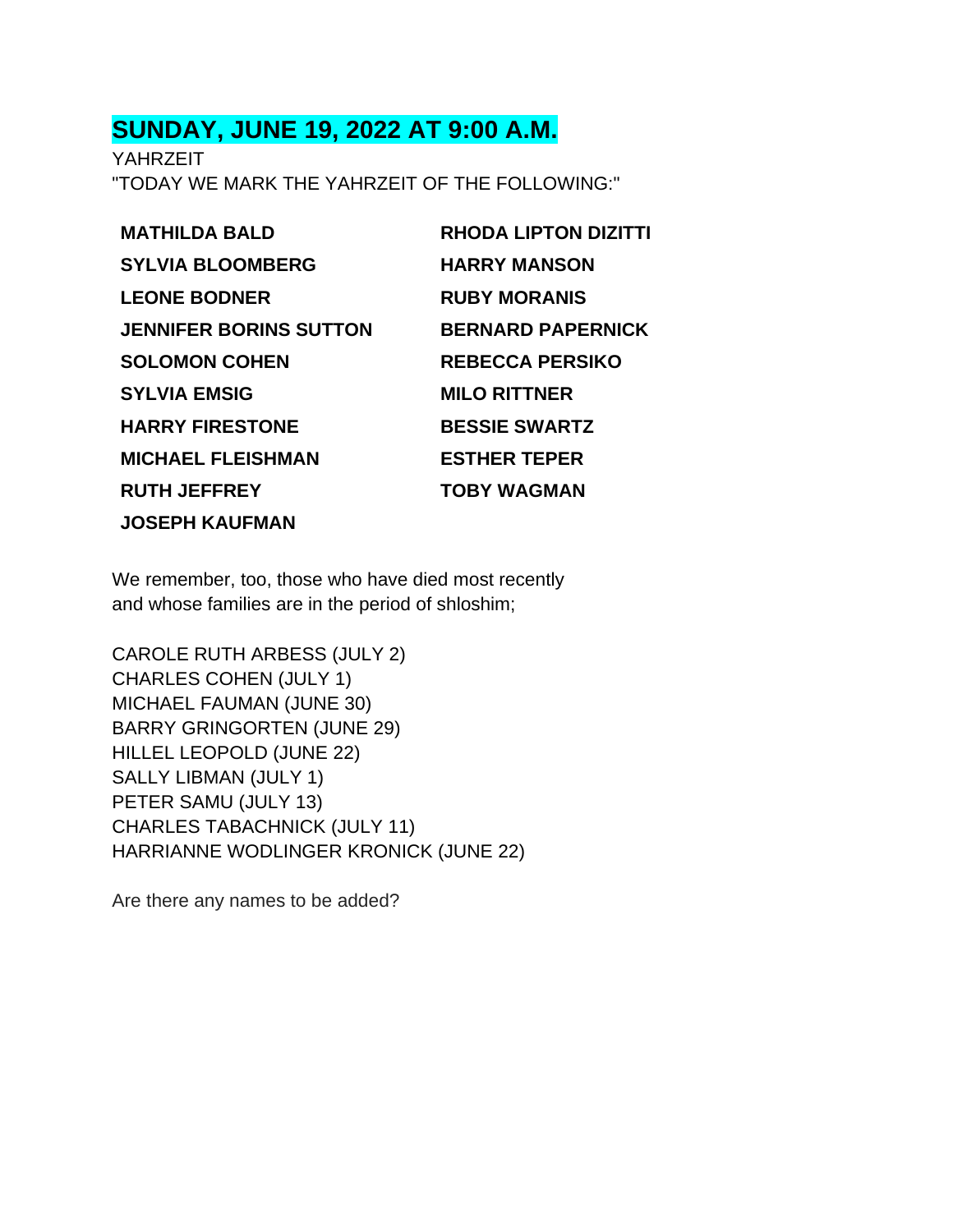## SUNDAY, JUNE 19, 2022 AT 9:00 A.M.

YAHRZEIT

"TODAY WE MARK THE YAHRZEIT OF THE FOLLOWING:"

**MATHILDA BALD**
**SYLVIA BLOOMBERG**
**LEONE BODNER**
**JENNIFER BORINS SUTTON**
**SOLOMON COHEN**
**SYLVIA EMSIG**
**HARRY FIRESTONE**
**MICHAEL FLEISHMAN**
**RUTH JEFFREY**
**JOSEPH KAUFMAN**
**RHODA LIPTON DIZITTI**
**HARRY MANSON**
**RUBY MORANIS**
**BERNARD PAPERNICK**
**REBECCA PERSIKO**
**MILO RITTNER**
**BESSIE SWARTZ**
**ESTHER TEPER**
**TOBY WAGMAN**

We remember, too, those who have died most recently and whose families are in the period of shloshim;

CAROLE RUTH ARBESS (JULY 2)
CHARLES COHEN (JULY 1)
MICHAEL FAUMAN (JUNE 30)
BARRY GRINGORTEN (JUNE 29)
HILLEL LEOPOLD (JUNE 22)
SALLY LIBMAN (JULY 1)
PETER SAMU (JULY 13)
CHARLES TABACHNICK (JULY 11)
HARRIANNE WODLINGER KRONICK (JUNE 22)

Are there any names to be added?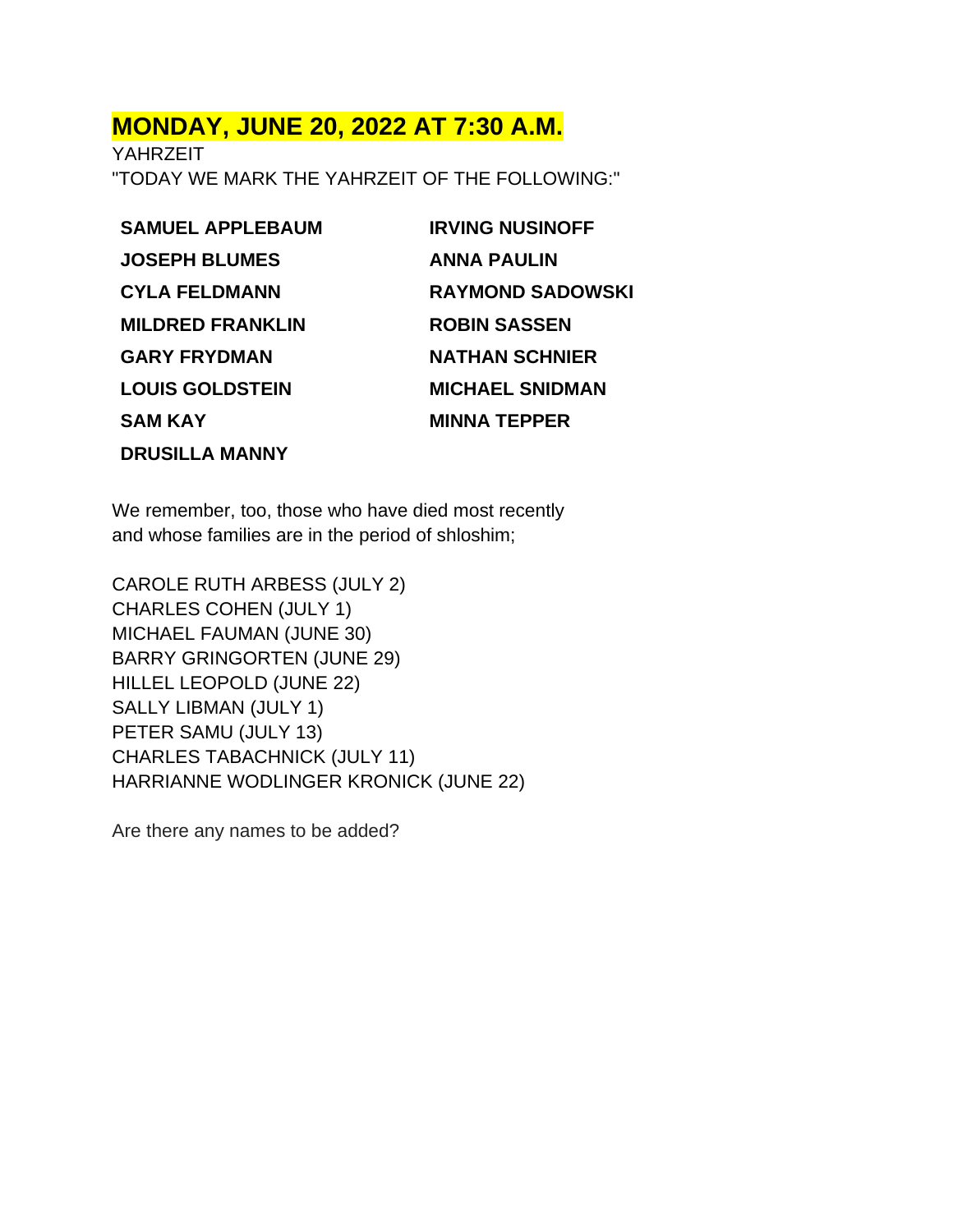## MONDAY, JUNE 20, 2022 AT 7:30 A.M.

YAHRZEIT

"TODAY WE MARK THE YAHRZEIT OF THE FOLLOWING:"

**SAMUEL APPLEBAUM**
**JOSEPH BLUMES**
**CYLA FELDMANN**
**MILDRED FRANKLIN**
**GARY FRYDMAN**
**LOUIS GOLDSTEIN**
**SAM KAY**
**DRUSILLA MANNY**
**IRVING NUSINOFF**
**ANNA PAULIN**
**RAYMOND SADOWSKI**
**ROBIN SASSEN**
**NATHAN SCHNIER**
**MICHAEL SNIDMAN**
**MINNA TEPPER**

We remember, too, those who have died most recently and whose families are in the period of shloshim;

CAROLE RUTH ARBESS (JULY 2)
CHARLES COHEN (JULY 1)
MICHAEL FAUMAN (JUNE 30)
BARRY GRINGORTEN (JUNE 29)
HILLEL LEOPOLD (JUNE 22)
SALLY LIBMAN (JULY 1)
PETER SAMU (JULY 13)
CHARLES TABACHNICK (JULY 11)
HARRIANNE WODLINGER KRONICK (JUNE 22)

Are there any names to be added?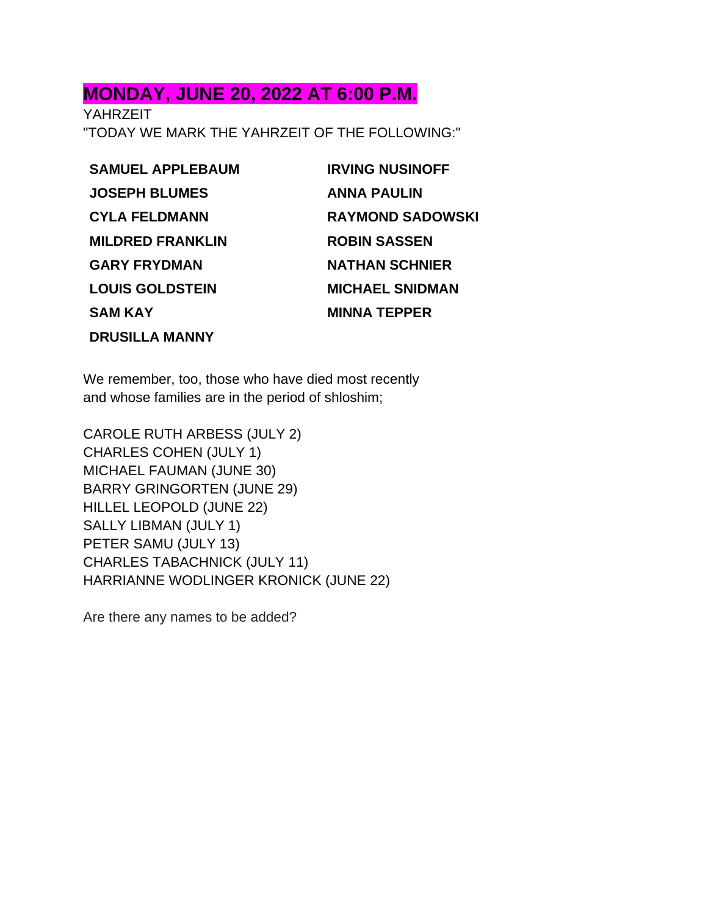## MONDAY, JUNE 20, 2022 AT 6:00 P.M.

YAHRZEIT

"TODAY WE MARK THE YAHRZEIT OF THE FOLLOWING:"

**SAMUEL APPLEBAUM**
**JOSEPH BLUMES**
**CYLA FELDMANN**
**MILDRED FRANKLIN**
**GARY FRYDMAN**
**LOUIS GOLDSTEIN**
**SAM KAY**
**DRUSILLA MANNY**
**IRVING NUSINOFF**
**ANNA PAULIN**
**RAYMOND SADOWSKI**
**ROBIN SASSEN**
**NATHAN SCHNIER**
**MICHAEL SNIDMAN**
**MINNA TEPPER**

We remember, too, those who have died most recently and whose families are in the period of shloshim;

CAROLE RUTH ARBESS (JULY 2)
CHARLES COHEN (JULY 1)
MICHAEL FAUMAN (JUNE 30)
BARRY GRINGORTEN (JUNE 29)
HILLEL LEOPOLD (JUNE 22)
SALLY LIBMAN (JULY 1)
PETER SAMU (JULY 13)
CHARLES TABACHNICK (JULY 11)
HARRIANNE WODLINGER KRONICK (JUNE 22)

Are there any names to be added?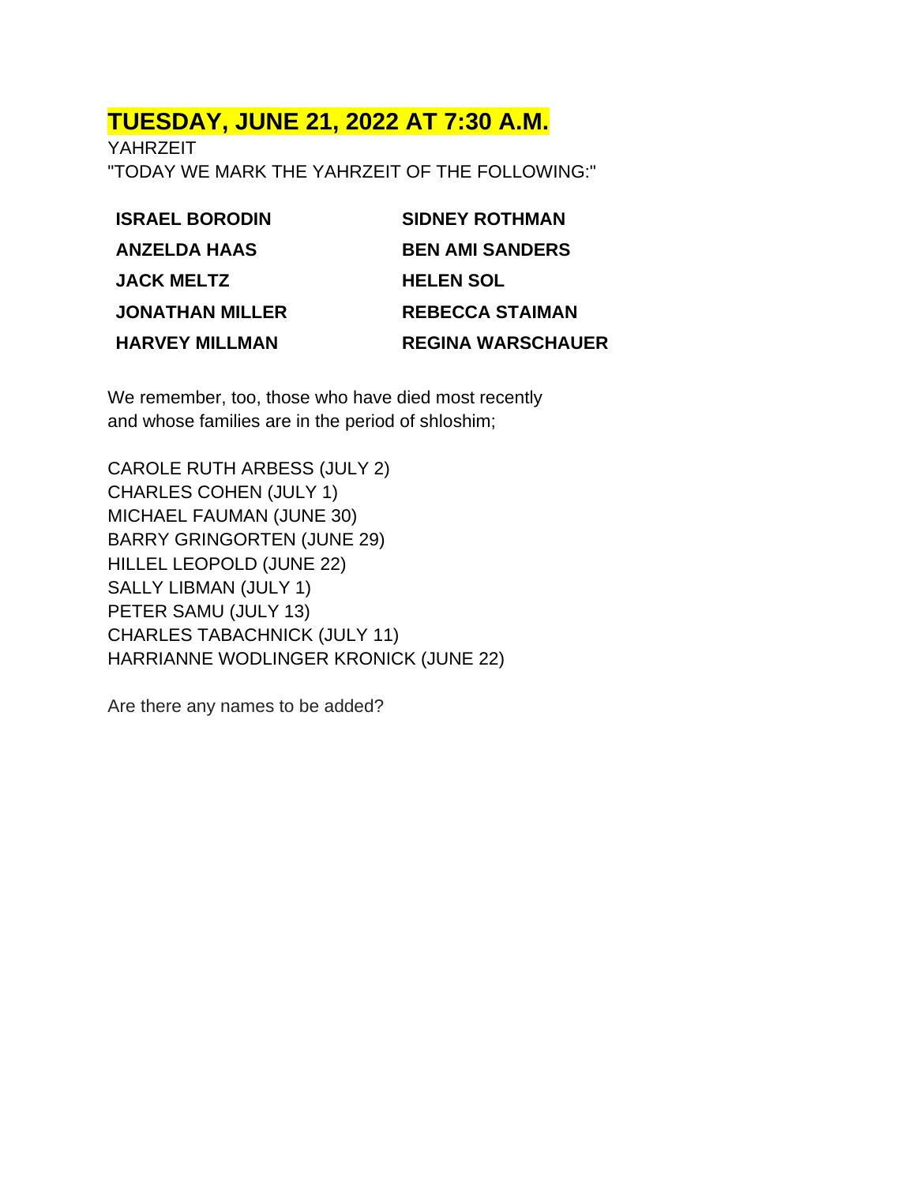## TUESDAY, JUNE 21, 2022 AT 7:30 A.M.

YAHRZEIT

"TODAY WE MARK THE YAHRZEIT OF THE FOLLOWING:"

**ISRAEL BORODIN**

**ANZELDA HAAS**

**JACK MELTZ**

**JONATHAN MILLER**

**HARVEY MILLMAN**

**SIDNEY ROTHMAN**

**BEN AMI SANDERS**

**HELEN SOL**

**REBECCA STAIMAN**

**REGINA WARSCHAUER**

We remember, too, those who have died most recently
and whose families are in the period of shloshim;

CAROLE RUTH ARBESS (JULY 2)
CHARLES COHEN (JULY 1)
MICHAEL FAUMAN (JUNE 30)
BARRY GRINGORTEN (JUNE 29)
HILLEL LEOPOLD (JUNE 22)
SALLY LIBMAN (JULY 1)
PETER SAMU (JULY 13)
CHARLES TABACHNICK (JULY 11)
HARRIANNE WODLINGER KRONICK (JUNE 22)

Are there any names to be added?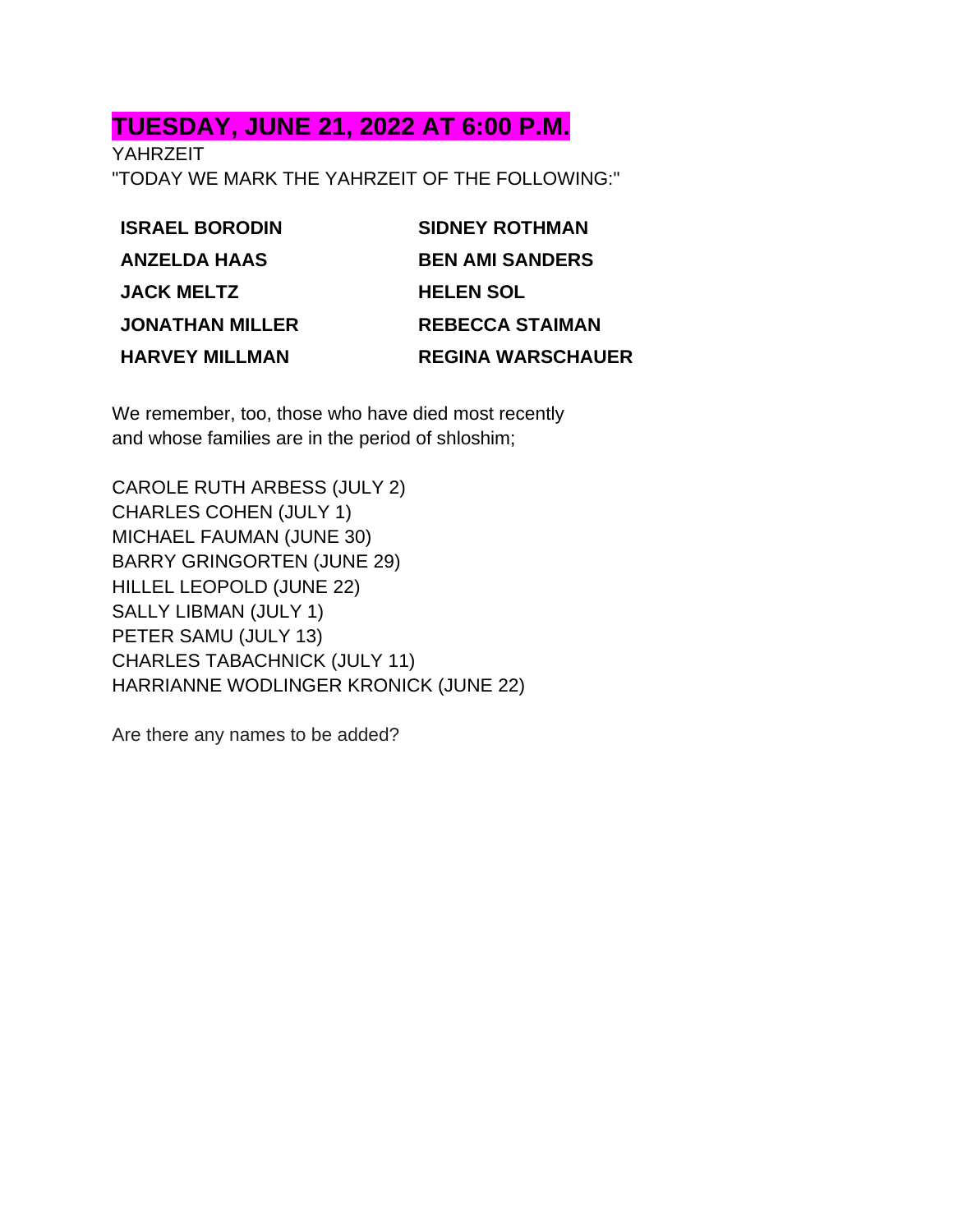## TUESDAY, JUNE 21, 2022 AT 6:00 P.M.

YAHRZEIT
"TODAY WE MARK THE YAHRZEIT OF THE FOLLOWING:"

| | |
|---|---|
| **ISRAEL BORODIN** | **SIDNEY ROTHMAN** |
| **ANZELDA HAAS** | **BEN AMI SANDERS** |
| **JACK MELTZ** | **HELEN SOL** |
| **JONATHAN MILLER** | **REBECCA STAIMAN** |
| **HARVEY MILLMAN** | **REGINA WARSCHAUER** |

We remember, too, those who have died most recently and whose families are in the period of shloshim;

CAROLE RUTH ARBESS (JULY 2)
CHARLES COHEN (JULY 1)
MICHAEL FAUMAN (JUNE 30)
BARRY GRINGORTEN (JUNE 29)
HILLEL LEOPOLD (JUNE 22)
SALLY LIBMAN (JULY 1)
PETER SAMU (JULY 13)
CHARLES TABACHNICK (JULY 11)
HARRIANNE WODLINGER KRONICK (JUNE 22)

Are there any names to be added?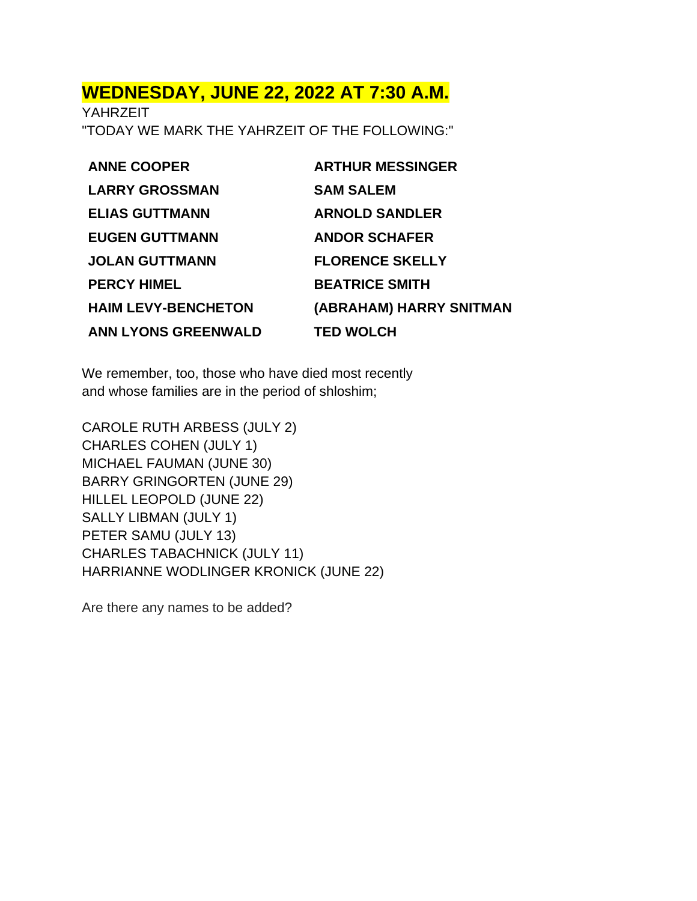## WEDNESDAY, JUNE 22, 2022 AT 7:30 A.M.

YAHRZEIT

"TODAY WE MARK THE YAHRZEIT OF THE FOLLOWING:"

| | |
|---|---|
| **ANNE COOPER** | **ARTHUR MESSINGER** |
| **LARRY GROSSMAN** | **SAM SALEM** |
| **ELIAS GUTTMANN** | **ARNOLD SANDLER** |
| **EUGEN GUTTMANN** | **ANDOR SCHAFER** |
| **JOLAN GUTTMANN** | **FLORENCE SKELLY** |
| **PERCY HIMEL** | **BEATRICE SMITH** |
| **HAIM LEVY-BENCHETON** | **(ABRAHAM) HARRY SNITMAN** |
| **ANN LYONS GREENWALD** | **TED WOLCH** |

We remember, too, those who have died most recently
and whose families are in the period of shloshim;

CAROLE RUTH ARBESS (JULY 2)
CHARLES COHEN (JULY 1)
MICHAEL FAUMAN (JUNE 30)
BARRY GRINGORTEN (JUNE 29)
HILLEL LEOPOLD (JUNE 22)
SALLY LIBMAN (JULY 1)
PETER SAMU (JULY 13)
CHARLES TABACHNICK (JULY 11)
HARRIANNE WODLINGER KRONICK (JUNE 22)

Are there any names to be added?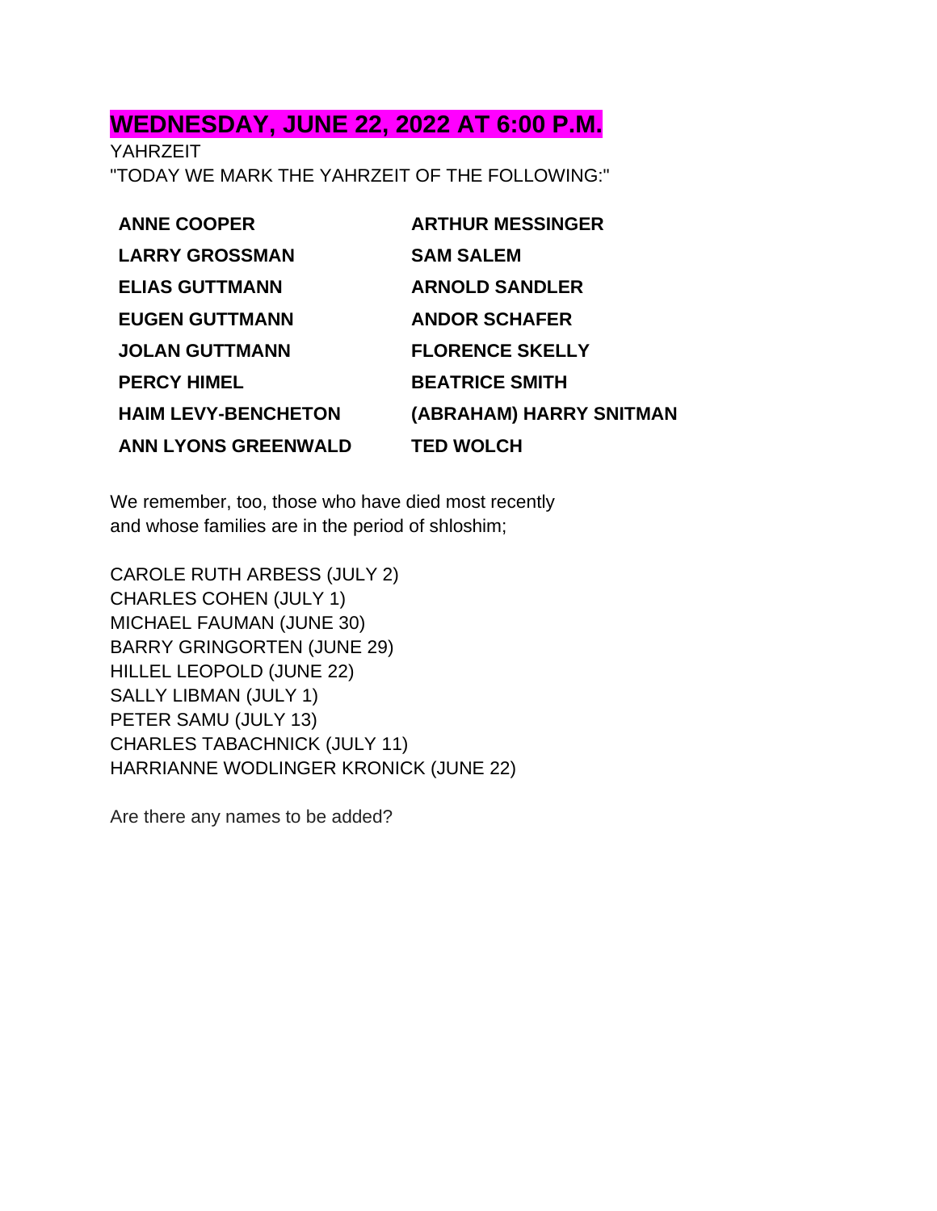## WEDNESDAY, JUNE 22, 2022 AT 6:00 P.M.

YAHRZEIT

"TODAY WE MARK THE YAHRZEIT OF THE FOLLOWING:"

**ANNE COOPER**
**LARRY GROSSMAN**
**ELIAS GUTTMANN**
**EUGEN GUTTMANN**
**JOLAN GUTTMANN**
**PERCY HIMEL**
**HAIM LEVY-BENCHETON**
**ANN LYONS GREENWALD**
**ARTHUR MESSINGER**
**SAM SALEM**
**ARNOLD SANDLER**
**ANDOR SCHAFER**
**FLORENCE SKELLY**
**BEATRICE SMITH**
**(ABRAHAM) HARRY SNITMAN**
**TED WOLCH**

We remember, too, those who have died most recently and whose families are in the period of shloshim;

CAROLE RUTH ARBESS (JULY 2)
CHARLES COHEN (JULY 1)
MICHAEL FAUMAN (JUNE 30)
BARRY GRINGORTEN (JUNE 29)
HILLEL LEOPOLD (JUNE 22)
SALLY LIBMAN (JULY 1)
PETER SAMU (JULY 13)
CHARLES TABACHNICK (JULY 11)
HARRIANNE WODLINGER KRONICK (JUNE 22)

Are there any names to be added?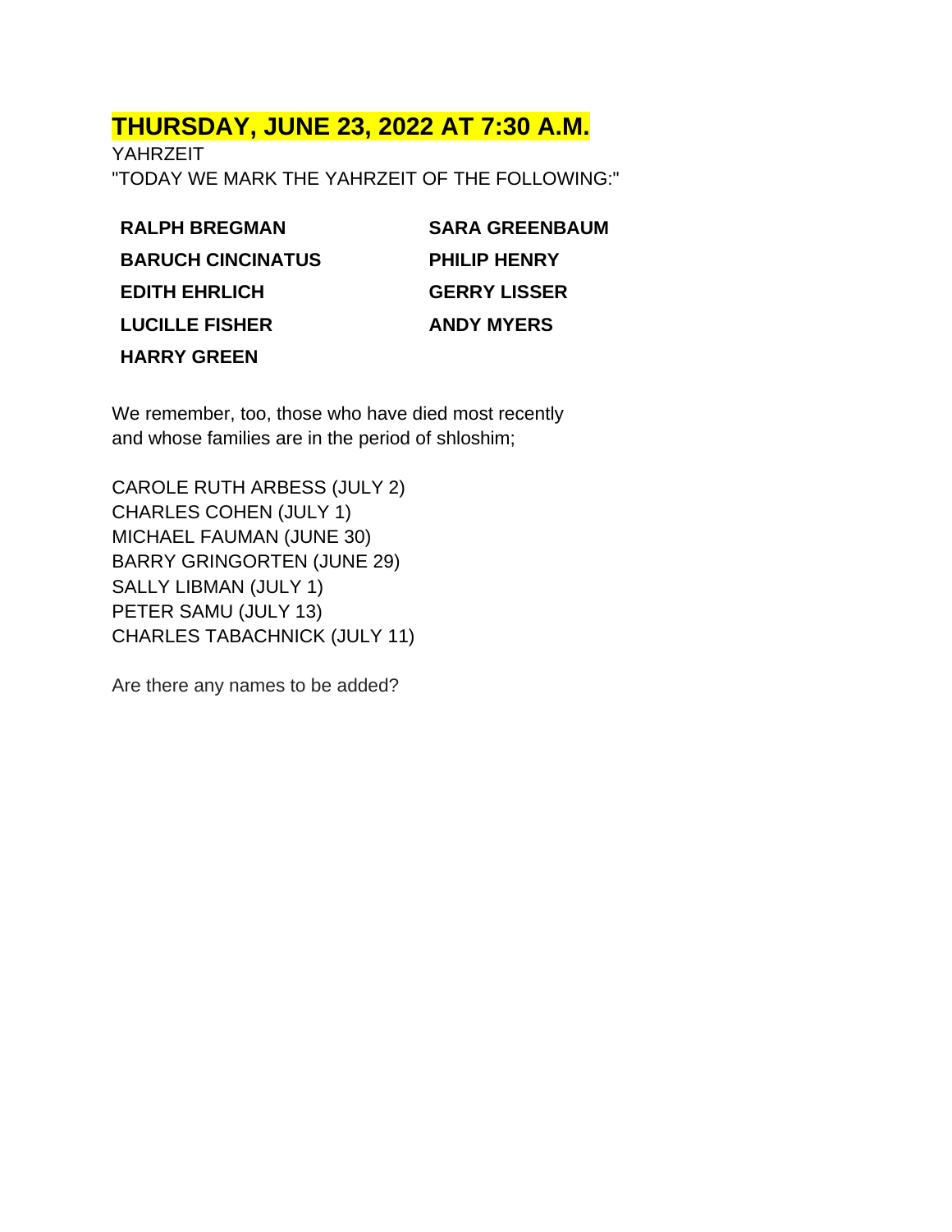## THURSDAY, JUNE 23, 2022 AT 7:30 A.M.

YAHRZEIT

"TODAY WE MARK THE YAHRZEIT OF THE FOLLOWING:"

**RALPH BREGMAN**

**BARUCH CINCINATUS**

**EDITH EHRLICH**

**LUCILLE FISHER**

**HARRY GREEN**

**SARA GREENBAUM**

**PHILIP HENRY**

**GERRY LISSER**

**ANDY MYERS**

We remember, too, those who have died most recently and whose families are in the period of shloshim;

CAROLE RUTH ARBESS (JULY 2)
CHARLES COHEN (JULY 1)
MICHAEL FAUMAN (JUNE 30)
BARRY GRINGORTEN (JUNE 29)
SALLY LIBMAN (JULY 1)
PETER SAMU (JULY 13)
CHARLES TABACHNICK (JULY 11)

Are there any names to be added?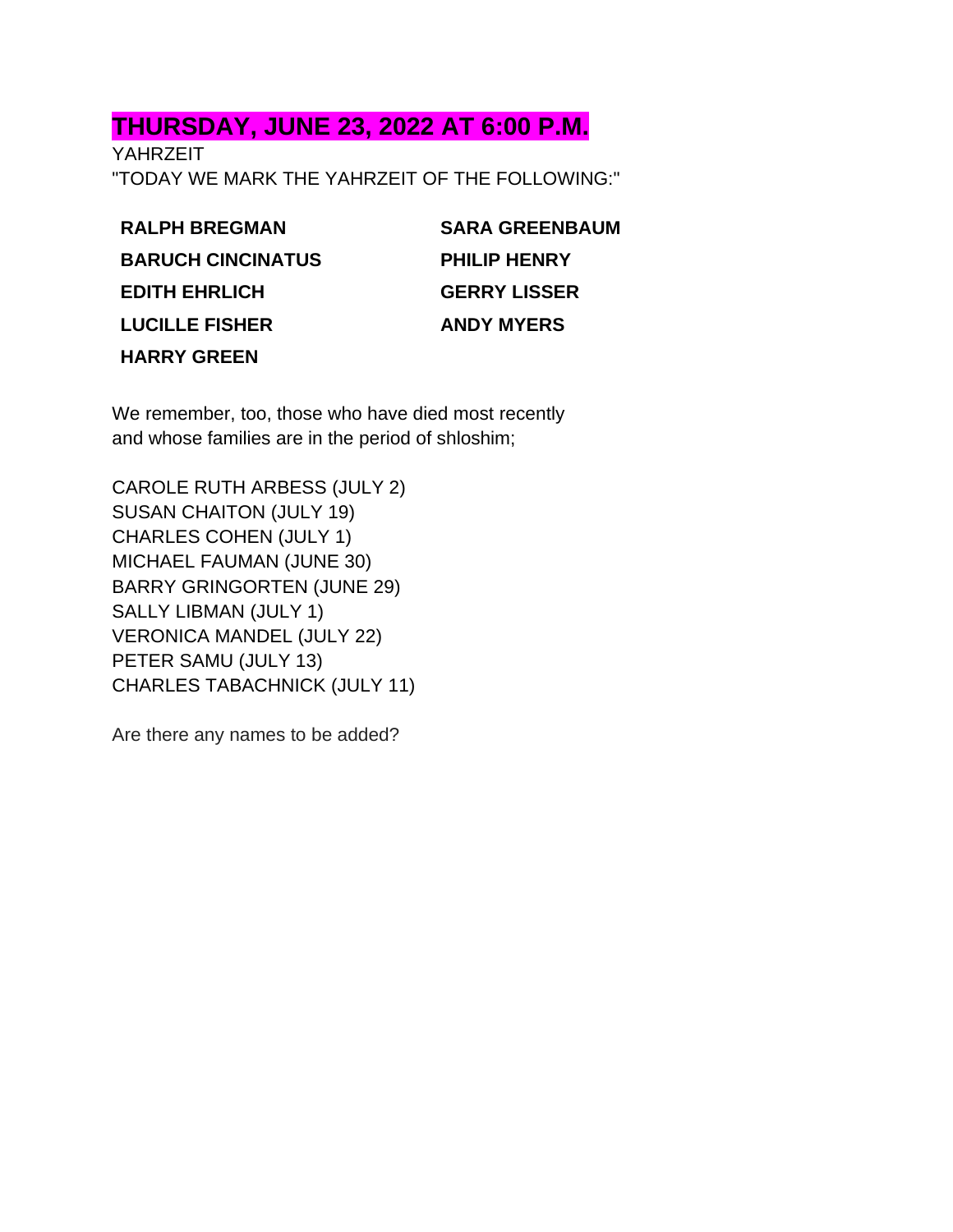## THURSDAY, JUNE 23, 2022 AT 6:00 P.M.

YAHRZEIT

"TODAY WE MARK THE YAHRZEIT OF THE FOLLOWING:"

**RALPH BREGMAN**

**BARUCH CINCINATUS**

**EDITH EHRLICH**

**LUCILLE FISHER**

**HARRY GREEN**

**SARA GREENBAUM**

**PHILIP HENRY**

**GERRY LISSER**

**ANDY MYERS**

We remember, too, those who have died most recently and whose families are in the period of shloshim;

CAROLE RUTH ARBESS (JULY 2)
SUSAN CHAITON (JULY 19)
CHARLES COHEN (JULY 1)
MICHAEL FAUMAN (JUNE 30)
BARRY GRINGORTEN (JUNE 29)
SALLY LIBMAN (JULY 1)
VERONICA MANDEL (JULY 22)
PETER SAMU (JULY 13)
CHARLES TABACHNICK (JULY 11)

Are there any names to be added?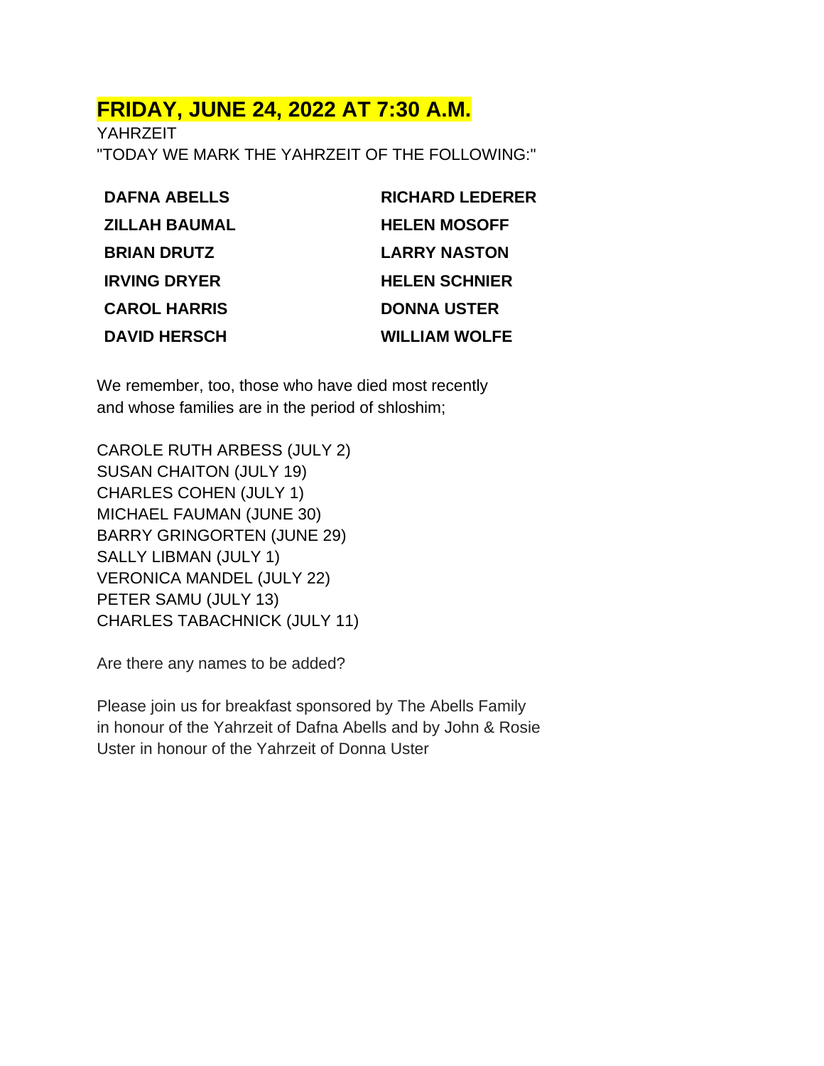## FRIDAY, JUNE 24, 2022 AT 7:30 A.M.

YAHRZEIT

"TODAY WE MARK THE YAHRZEIT OF THE FOLLOWING:"

| | |
|---|---|
| **DAFNA ABELLS** | **RICHARD LEDERER** |
| **ZILLAH BAUMAL** | **HELEN MOSOFF** |
| **BRIAN DRUTZ** | **LARRY NASTON** |
| **IRVING DRYER** | **HELEN SCHNIER** |
| **CAROL HARRIS** | **DONNA USTER** |
| **DAVID HERSCH** | **WILLIAM WOLFE** |

We remember, too, those who have died most recently and whose families are in the period of shloshim;

CAROLE RUTH ARBESS (JULY 2)
SUSAN CHAITON (JULY 19)
CHARLES COHEN (JULY 1)
MICHAEL FAUMAN (JUNE 30)
BARRY GRINGORTEN (JUNE 29)
SALLY LIBMAN (JULY 1)
VERONICA MANDEL (JULY 22)
PETER SAMU (JULY 13)
CHARLES TABACHNICK (JULY 11)

Are there any names to be added?

Please join us for breakfast sponsored by The Abells Family in honour of the Yahrzeit of Dafna Abells and by John & Rosie Uster in honour of the Yahrzeit of Donna Uster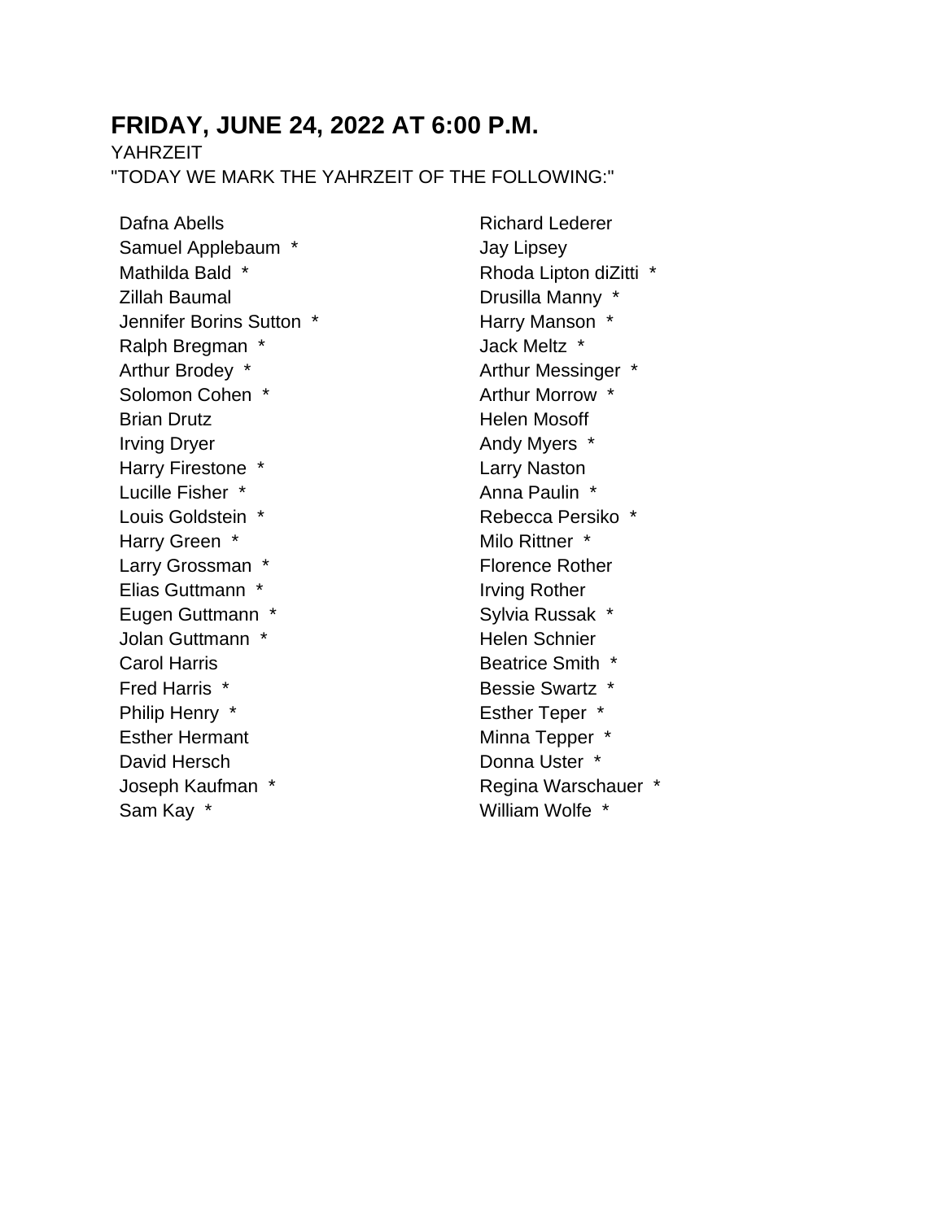## FRIDAY, JUNE 24, 2022 AT 6:00 P.M.

YAHRZEIT

"TODAY WE MARK THE YAHRZEIT OF THE FOLLOWING:"

Dafna Abells
Samuel Applebaum *
Mathilda Bald *
Zillah Baumal
Jennifer Borins Sutton *
Ralph Bregman *
Arthur Brodey *
Solomon Cohen *
Brian Drutz
Irving Dryer
Harry Firestone *
Lucille Fisher *
Louis Goldstein *
Harry Green *
Larry Grossman *
Elias Guttmann *
Eugen Guttmann *
Jolan Guttmann *
Carol Harris
Fred Harris *
Philip Henry *
Esther Hermant
David Hersch
Joseph Kaufman *
Sam Kay *
Richard Lederer
Jay Lipsey
Rhoda Lipton diZitti *
Drusilla Manny *
Harry Manson *
Jack Meltz *
Arthur Messinger *
Arthur Morrow *
Helen Mosoff
Andy Myers *
Larry Naston
Anna Paulin *
Rebecca Persiko *
Milo Rittner *
Florence Rother
Irving Rother
Sylvia Russak *
Helen Schnier
Beatrice Smith *
Bessie Swartz *
Esther Teper *
Minna Tepper *
Donna Uster *
Regina Warschauer *
William Wolfe *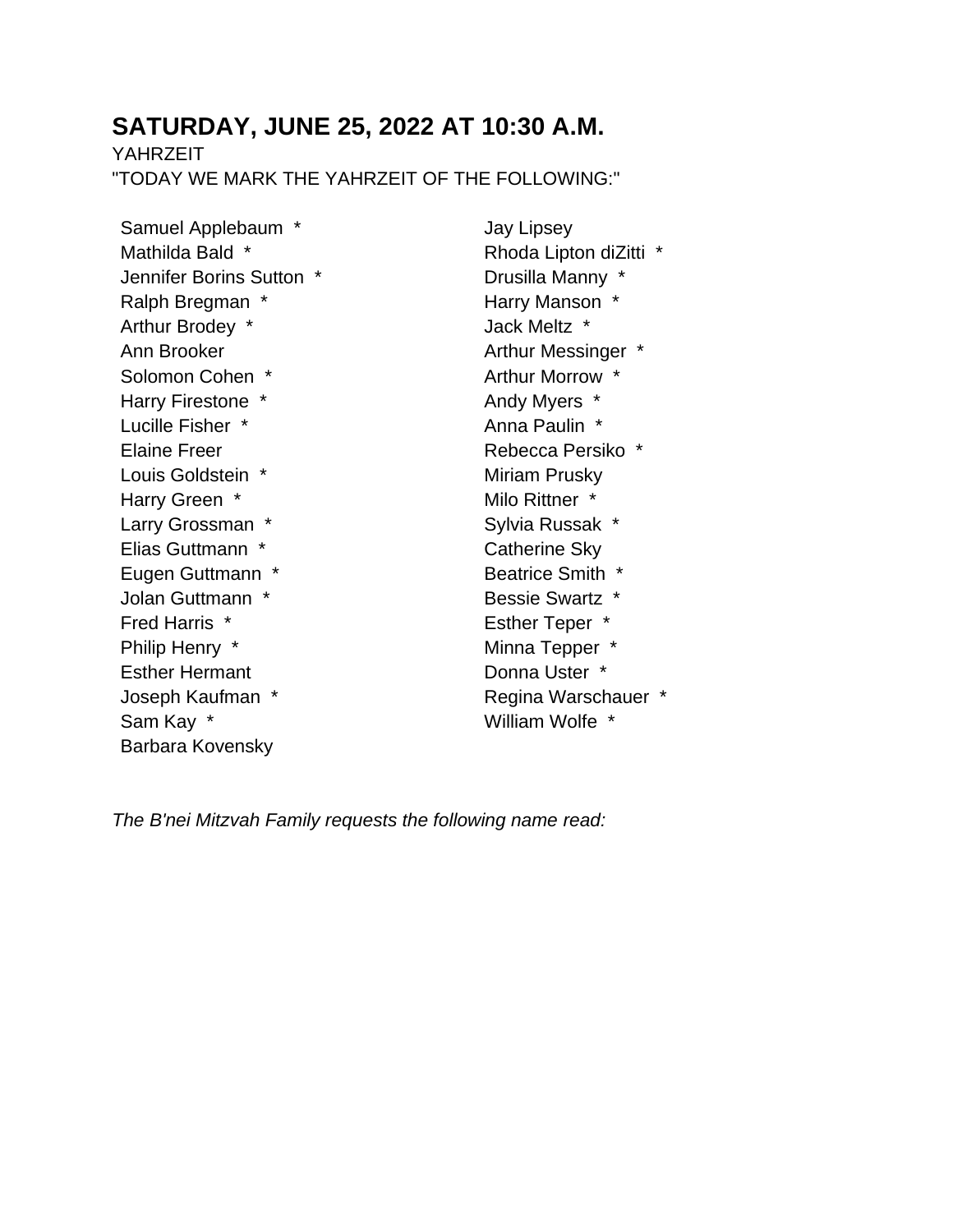## SATURDAY, JUNE 25, 2022 AT 10:30 A.M.

YAHRZEIT

"TODAY WE MARK THE YAHRZEIT OF THE FOLLOWING:"

Samuel Applebaum *
Mathilda Bald *
Jennifer Borins Sutton *
Ralph Bregman *
Arthur Brodey *
Ann Brooker
Solomon Cohen *
Harry Firestone *
Lucille Fisher *
Elaine Freer
Louis Goldstein *
Harry Green *
Larry Grossman *
Elias Guttmann *
Eugen Guttmann *
Jolan Guttmann *
Fred Harris *
Philip Henry *
Esther Hermant
Joseph Kaufman *
Sam Kay *
Barbara Kovensky
Jay Lipsey
Rhoda Lipton diZitti *
Drusilla Manny *
Harry Manson *
Jack Meltz *
Arthur Messinger *
Arthur Morrow *
Andy Myers *
Anna Paulin *
Rebecca Persiko *
Miriam Prusky
Milo Rittner *
Sylvia Russak *
Catherine Sky
Beatrice Smith *
Bessie Swartz *
Esther Teper *
Minna Tepper *
Donna Uster *
Regina Warschauer *
William Wolfe *

*The B'nei Mitzvah Family requests the following name read:*